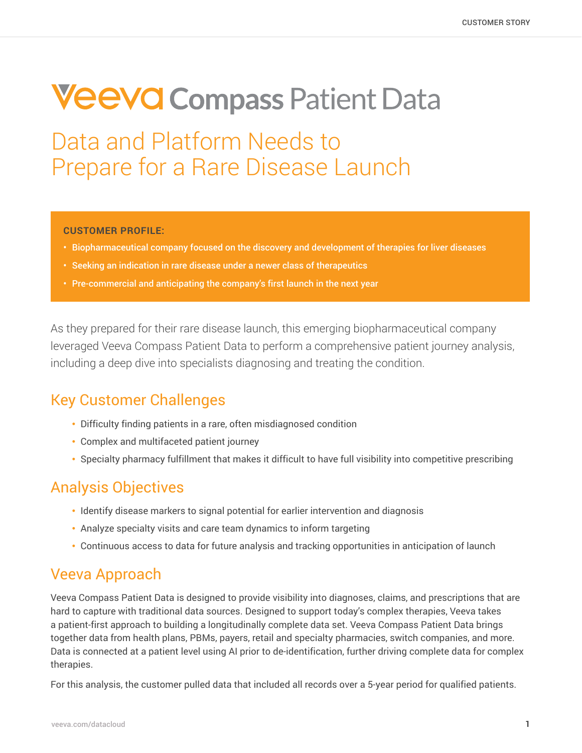CUSTOMER STORY

# Veeva Compass Patient Data

## Data and Platform Needs to Prepare for a Rare Disease Launch

**CUSTOMER PROFILE:**

- **Biopharmaceutical company focused on the discovery and development of therapies for liver diseases**
- **Seeking an indication in rare disease under a newer class of therapeutics**
- **Pre-commercial and anticipating the company's first launch in the next year**

As they prepared for their rare disease launch, this emerging biopharmaceutical company leveraged Veeva Compass Patient Data to perform a comprehensive patient journey analysis, including a deep dive into specialists diagnosing and treating the condition.

## Key Customer Challenges

- Difficulty finding patients in a rare, often misdiagnosed condition
- Complex and multifaceted patient journey
- Specialty pharmacy fulfillment that makes it difficult to have full visibility into competitive prescribing

## Analysis Objectives

- Identify disease markers to signal potential for earlier intervention and diagnosis
- Analyze specialty visits and care team dynamics to inform targeting
- Continuous access to data for future analysis and tracking opportunities in anticipation of launch

## Veeva Approach

Veeva Compass Patient Data is designed to provide visibility into diagnoses, claims, and prescriptions that are hard to capture with traditional data sources. Designed to support today's complex therapies, Veeva takes a patient-first approach to building a longitudinally complete data set. Veeva Compass Patient Data brings together data from health plans, PBMs, payers, retail and specialty pharmacies, switch companies, and more. Data is connected at a patient level using AI prior to de-identification, further driving complete data for complex therapies.

For this analysis, the customer pulled data that included all records over a 5-year period for qualified patients.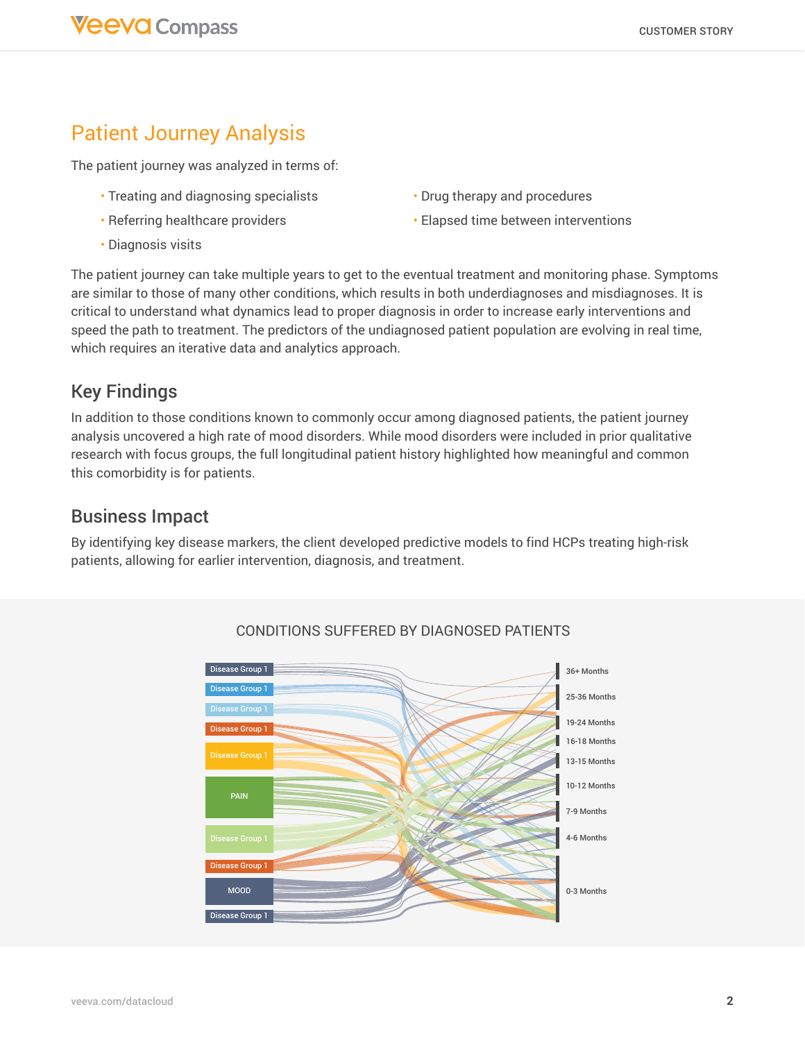## Patient Journey Analysis

The patient journey was analyzed in terms of:

- Treating and diagnosing specialists
- Referring healthcare providers
- Diagnosis visits
- Drug therapy and procedures
- Elapsed time between interventions

The patient journey can take multiple years to get to the eventual treatment and monitoring phase. Symptoms are similar to those of many other conditions, which results in both underdiagnoses and misdiagnoses. It is critical to understand what dynamics lead to proper diagnosis in order to increase early interventions and speed the path to treatment. The predictors of the undiagnosed patient population are evolving in real time, which requires an iterative data and analytics approach.

### Key Findings

In addition to those conditions known to commonly occur among diagnosed patients, the patient journey analysis uncovered a high rate of mood disorders. While mood disorders were included in prior qualitative research with focus groups, the full longitudinal patient history highlighted how meaningful and common this comorbidity is for patients.

### Business Impact

By identifying key disease markers, the client developed predictive models to find HCPs treating high-risk patients, allowing for earlier intervention, diagnosis, and treatment.

CONDITIONS SUFFERED BY DIAGNOSED PATIENTS

Disease Group 1, Disease Group 1, Disease Group 1, Disease Group 1, Disease Group 1, PAIN, Disease Group 1, Disease Group 1, MOOD, Disease Group 1

36+ Months, 25-36 Months, 19-24 Months, 16-18 Months, 13-15 Months, 10-12 Months, 7-9 Months, 4-6 Months, 0-3 Months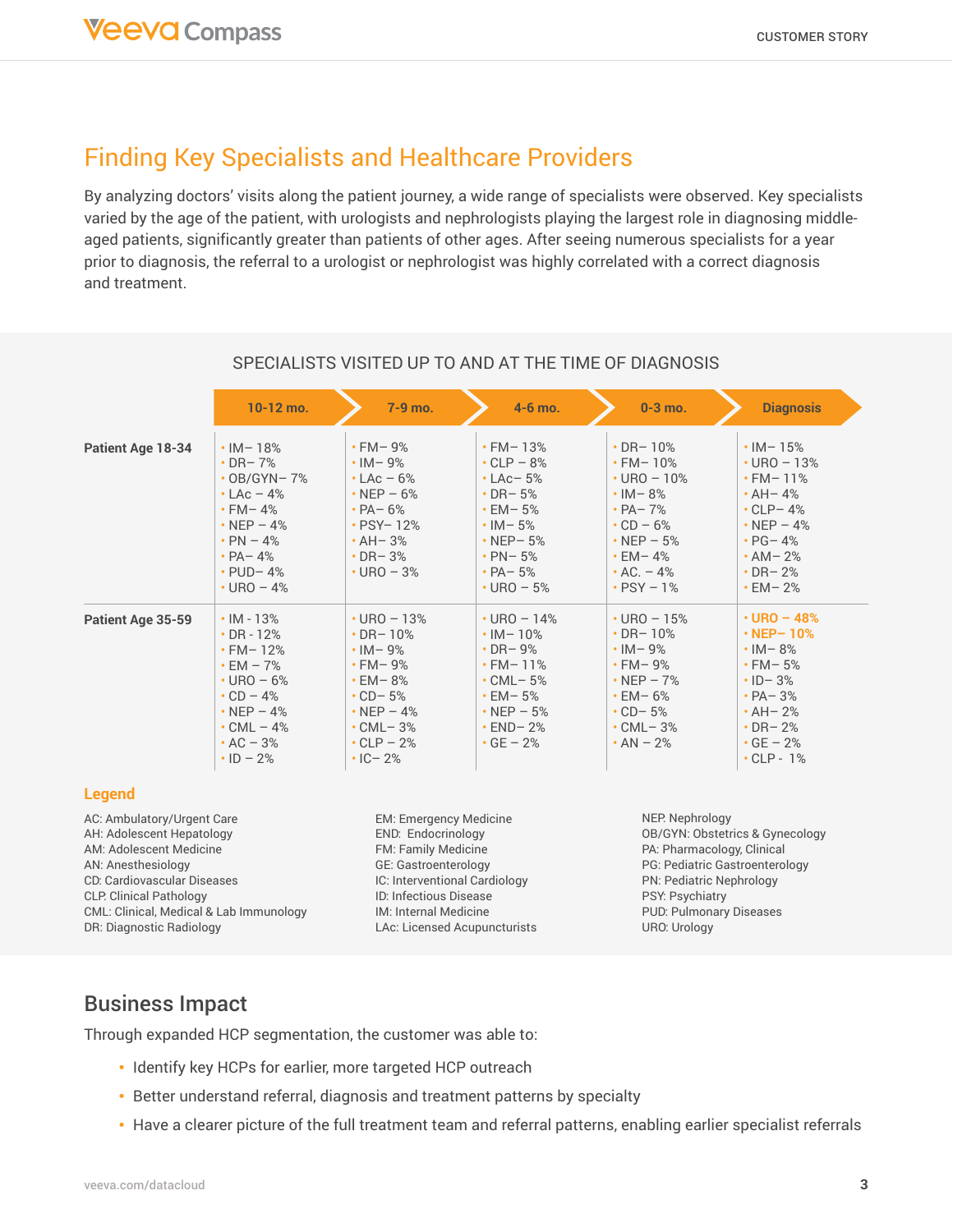## Finding Key Specialists and Healthcare Providers

By analyzing doctors' visits along the patient journey, a wide range of specialists were observed. Key specialists varied by the age of the patient, with urologists and nephrologists playing the largest role in diagnosing middle-aged patients, significantly greater than patients of other ages. After seeing numerous specialists for a year prior to diagnosis, the referral to a urologist or nephrologist was highly correlated with a correct diagnosis and treatment.

### SPECIALISTS VISITED UP TO AND AT THE TIME OF DIAGNOSIS

| | 10-12 mo. | 7-9 mo. | 4-6 mo. | 0-3 mo. | Diagnosis |
|---|---|---|---|---|---|
| **Patient Age 18-34** | • IM– 18%<br>• DR– 7%<br>• OB/GYN– 7%<br>• LAc – 4%<br>• FM– 4%<br>• NEP – 4%<br>• PN – 4%<br>• PA– 4%<br>• PUD– 4%<br>• URO – 4% | • FM– 9%<br>• IM– 9%<br>• LAc – 6%<br>• NEP – 6%<br>• PA– 6%<br>• PSY– 12%<br>• AH– 3%<br>• DR– 3%<br>• URO – 3% | • FM– 13%<br>• CLP – 8%<br>• LAc– 5%<br>• DR– 5%<br>• EM– 5%<br>• IM– 5%<br>• NEP– 5%<br>• PN– 5%<br>• PA– 5%<br>• URO – 5% | • DR– 10%<br>• FM– 10%<br>• URO – 10%<br>• IM– 8%<br>• PA– 7%<br>• CD – 6%<br>• NEP – 5%<br>• EM– 4%<br>• AC. – 4%<br>• PSY – 1% | • IM– 15%<br>• URO – 13%<br>• FM– 11%<br>• AH– 4%<br>• CLP– 4%<br>• NEP – 4%<br>• PG– 4%<br>• AM– 2%<br>• DR– 2%<br>• EM– 2% |
| **Patient Age 35-59** | • IM - 13%<br>• DR - 12%<br>• FM– 12%<br>• EM – 7%<br>• URO – 6%<br>• CD – 4%<br>• NEP – 4%<br>• CML – 4%<br>• AC – 3%<br>• ID – 2% | • URO – 13%<br>• DR– 10%<br>• IM– 9%<br>• FM– 9%<br>• EM– 8%<br>• CD– 5%<br>• NEP – 4%<br>• CML– 3%<br>• CLP – 2%<br>• IC– 2% | • URO – 14%<br>• IM– 10%<br>• DR– 9%<br>• FM– 11%<br>• CML– 5%<br>• EM– 5%<br>• NEP – 5%<br>• END– 2%<br>• GE – 2% | • URO – 15%<br>• DR– 10%<br>• IM– 9%<br>• FM– 9%<br>• NEP – 7%<br>• EM– 6%<br>• CD– 5%<br>• CML– 3%<br>• AN – 2% | • **URO – 48%**<br>• **NEP– 10%**<br>• IM– 8%<br>• FM– 5%<br>• ID– 3%<br>• PA– 3%<br>• AH– 2%<br>• DR– 2%<br>• GE – 2%<br>• CLP - 1% |

**Legend**

AC: Ambulatory/Urgent Care
AH: Adolescent Hepatology
AM: Adolescent Medicine
AN: Anesthesiology
CD: Cardiovascular Diseases
CLP. Clinical Pathology
CML: Clinical, Medical & Lab Immunology
DR: Diagnostic Radiology
EM: Emergency Medicine
END: Endocrinology
FM: Family Medicine
GE: Gastroenterology
IC: Interventional Cardiology
ID: Infectious Disease
IM: Internal Medicine
LAc: Licensed Acupuncturists
NEP. Nephrology
OB/GYN: Obstetrics & Gynecology
PA: Pharmacology, Clinical
PG: Pediatric Gastroenterology
PN: Pediatric Nephrology
PSY: Psychiatry
PUD: Pulmonary Diseases
URO: Urology

## Business Impact

Through expanded HCP segmentation, the customer was able to:

- Identify key HCPs for earlier, more targeted HCP outreach
- Better understand referral, diagnosis and treatment patterns by specialty
- Have a clearer picture of the full treatment team and referral patterns, enabling earlier specialist referrals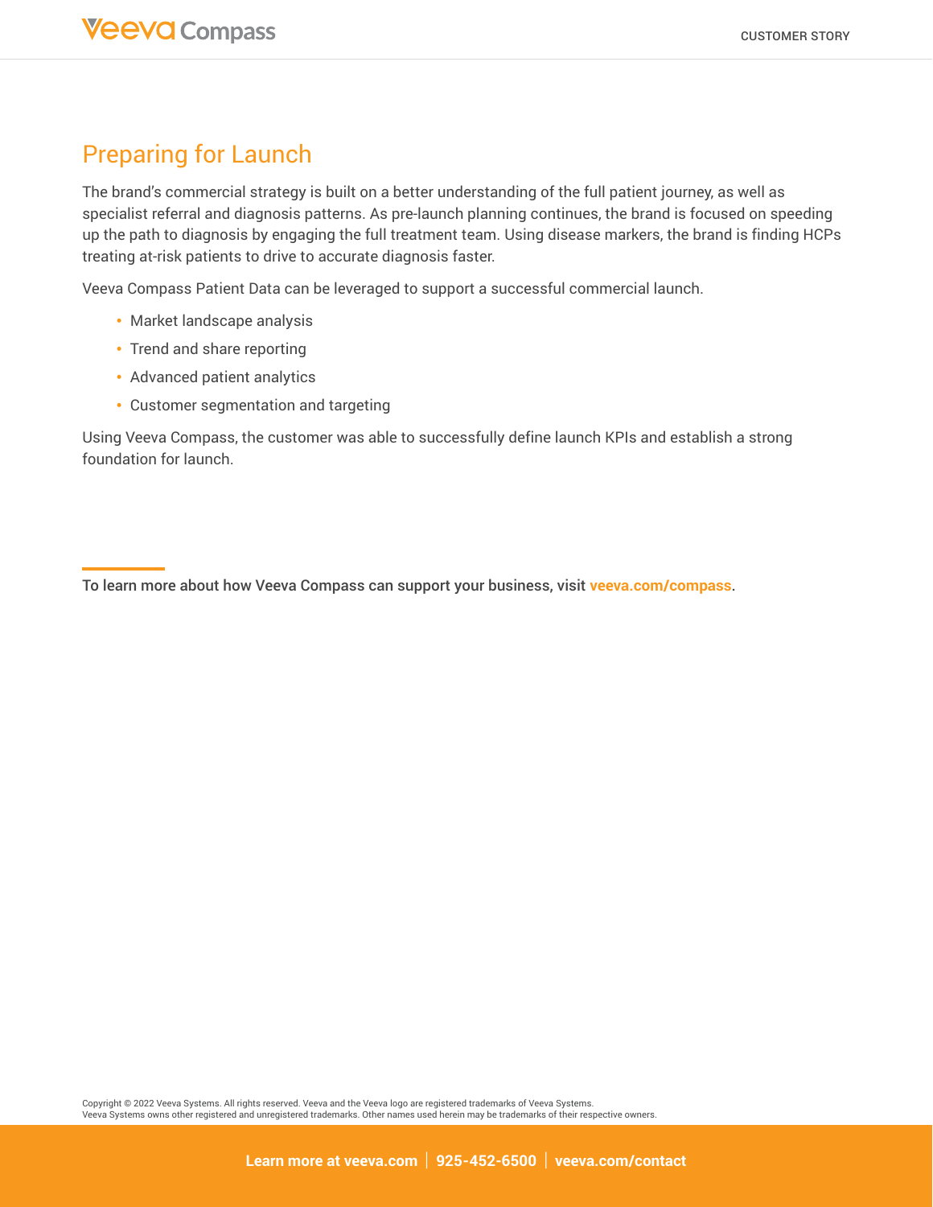## Preparing for Launch

The brand's commercial strategy is built on a better understanding of the full patient journey, as well as specialist referral and diagnosis patterns. As pre-launch planning continues, the brand is focused on speeding up the path to diagnosis by engaging the full treatment team. Using disease markers, the brand is finding HCPs treating at-risk patients to drive to accurate diagnosis faster.

Veeva Compass Patient Data can be leveraged to support a successful commercial launch.

- Market landscape analysis
- Trend and share reporting
- Advanced patient analytics
- Customer segmentation and targeting

Using Veeva Compass, the customer was able to successfully define launch KPIs and establish a strong foundation for launch.

---

**To learn more about how Veeva Compass can support your business, visit veeva.com/compass.**

Copyright © 2022 Veeva Systems. All rights reserved. Veeva and the Veeva logo are registered trademarks of Veeva Systems. Veeva Systems owns other registered and unregistered trademarks. Other names used herein may be trademarks of their respective owners.

**Learn more at veeva.com | 925-452-6500 | veeva.com/contact**